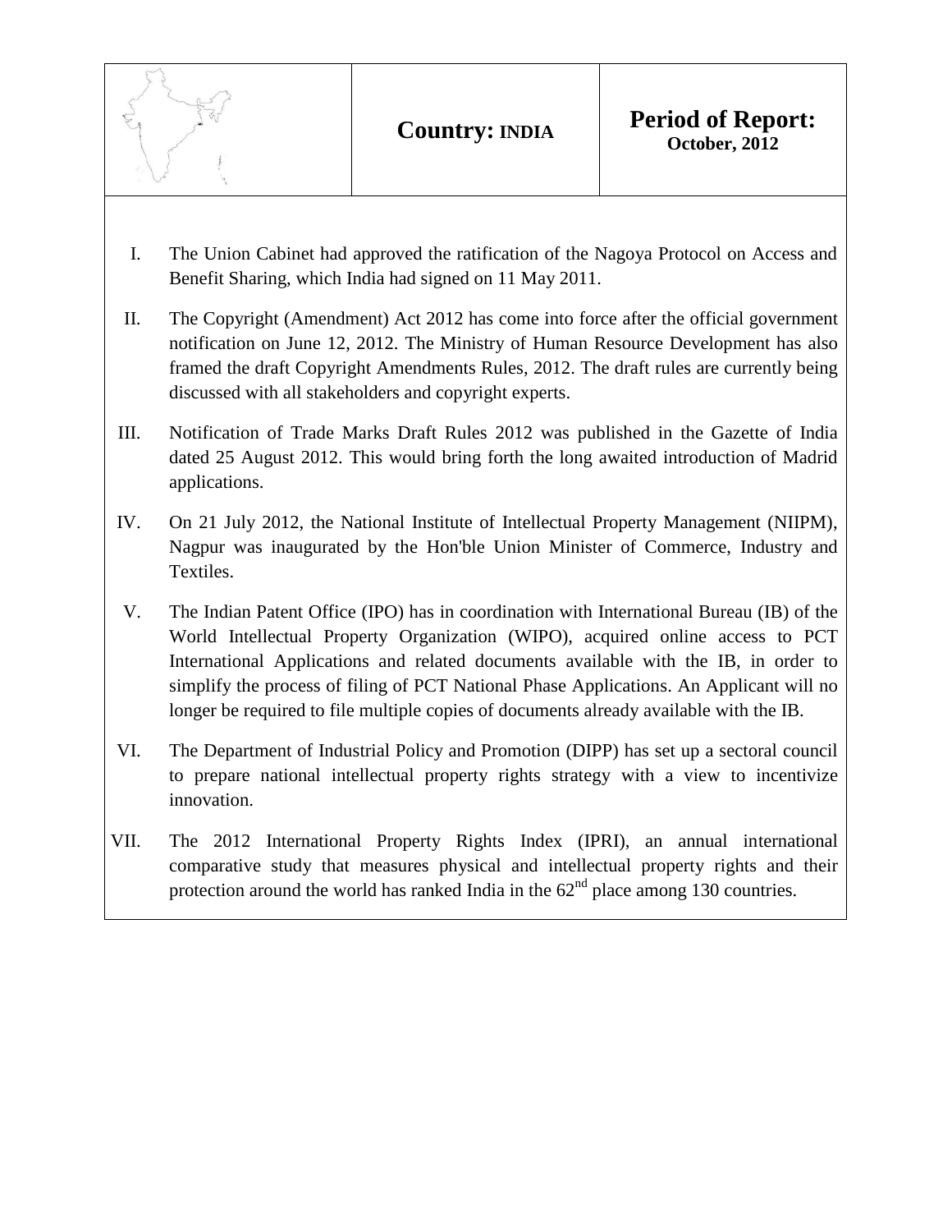| | **Country: INDIA** | **Period of Report:** **October, 2012** |
|---|---|---|

I. The Union Cabinet had approved the ratification of the Nagoya Protocol on Access and Benefit Sharing, which India had signed on 11 May 2011.

II. The Copyright (Amendment) Act 2012 has come into force after the official government notification on June 12, 2012. The Ministry of Human Resource Development has also framed the draft Copyright Amendments Rules, 2012. The draft rules are currently being discussed with all stakeholders and copyright experts.

III. Notification of Trade Marks Draft Rules 2012 was published in the Gazette of India dated 25 August 2012. This would bring forth the long awaited introduction of Madrid applications.

IV. On 21 July 2012, the National Institute of Intellectual Property Management (NIIPM), Nagpur was inaugurated by the Hon'ble Union Minister of Commerce, Industry and Textiles.

V. The Indian Patent Office (IPO) has in coordination with International Bureau (IB) of the World Intellectual Property Organization (WIPO), acquired online access to PCT International Applications and related documents available with the IB, in order to simplify the process of filing of PCT National Phase Applications. An Applicant will no longer be required to file multiple copies of documents already available with the IB.

VI. The Department of Industrial Policy and Promotion (DIPP) has set up a sectoral council to prepare national intellectual property rights strategy with a view to incentivize innovation.

VII. The 2012 International Property Rights Index (IPRI), an annual international comparative study that measures physical and intellectual property rights and their protection around the world has ranked India in the 62nd place among 130 countries.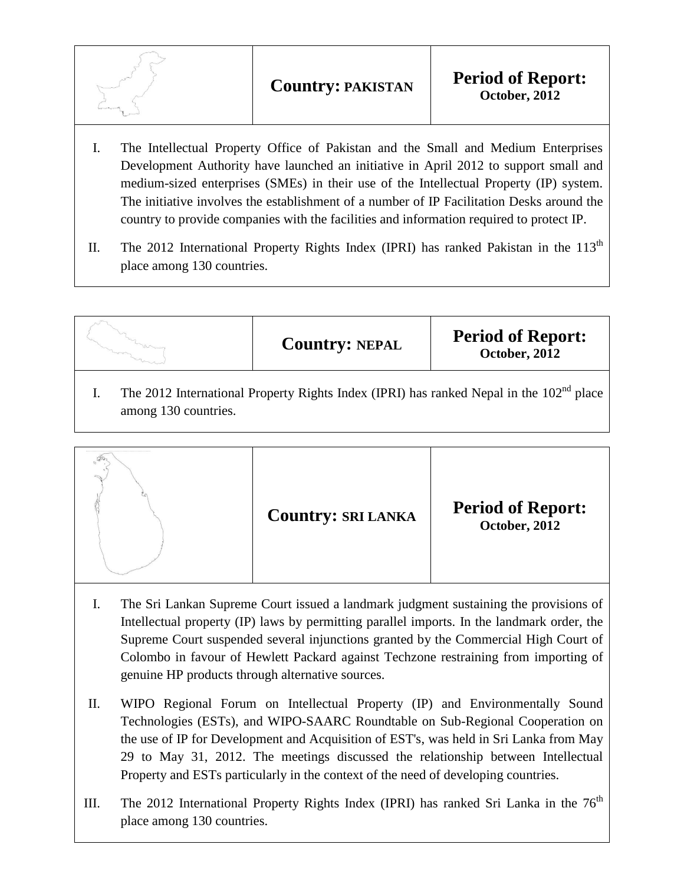| | **Country: PAKISTAN** | **Period of Report:** **October, 2012** |
|---|---|---|

I. The Intellectual Property Office of Pakistan and the Small and Medium Enterprises Development Authority have launched an initiative in April 2012 to support small and medium-sized enterprises (SMEs) in their use of the Intellectual Property (IP) system. The initiative involves the establishment of a number of IP Facilitation Desks around the country to provide companies with the facilities and information required to protect IP.

II. The 2012 International Property Rights Index (IPRI) has ranked Pakistan in the 113th place among 130 countries.

| | **Country: NEPAL** | **Period of Report:** **October, 2012** |
|---|---|---|

I. The 2012 International Property Rights Index (IPRI) has ranked Nepal in the 102nd place among 130 countries.

| | **Country: SRI LANKA** | **Period of Report:** **October, 2012** |
|---|---|---|

I. The Sri Lankan Supreme Court issued a landmark judgment sustaining the provisions of Intellectual property (IP) laws by permitting parallel imports. In the landmark order, the Supreme Court suspended several injunctions granted by the Commercial High Court of Colombo in favour of Hewlett Packard against Techzone restraining from importing of genuine HP products through alternative sources.

II. WIPO Regional Forum on Intellectual Property (IP) and Environmentally Sound Technologies (ESTs), and WIPO-SAARC Roundtable on Sub-Regional Cooperation on the use of IP for Development and Acquisition of EST's, was held in Sri Lanka from May 29 to May 31, 2012. The meetings discussed the relationship between Intellectual Property and ESTs particularly in the context of the need of developing countries.

III. The 2012 International Property Rights Index (IPRI) has ranked Sri Lanka in the 76th place among 130 countries.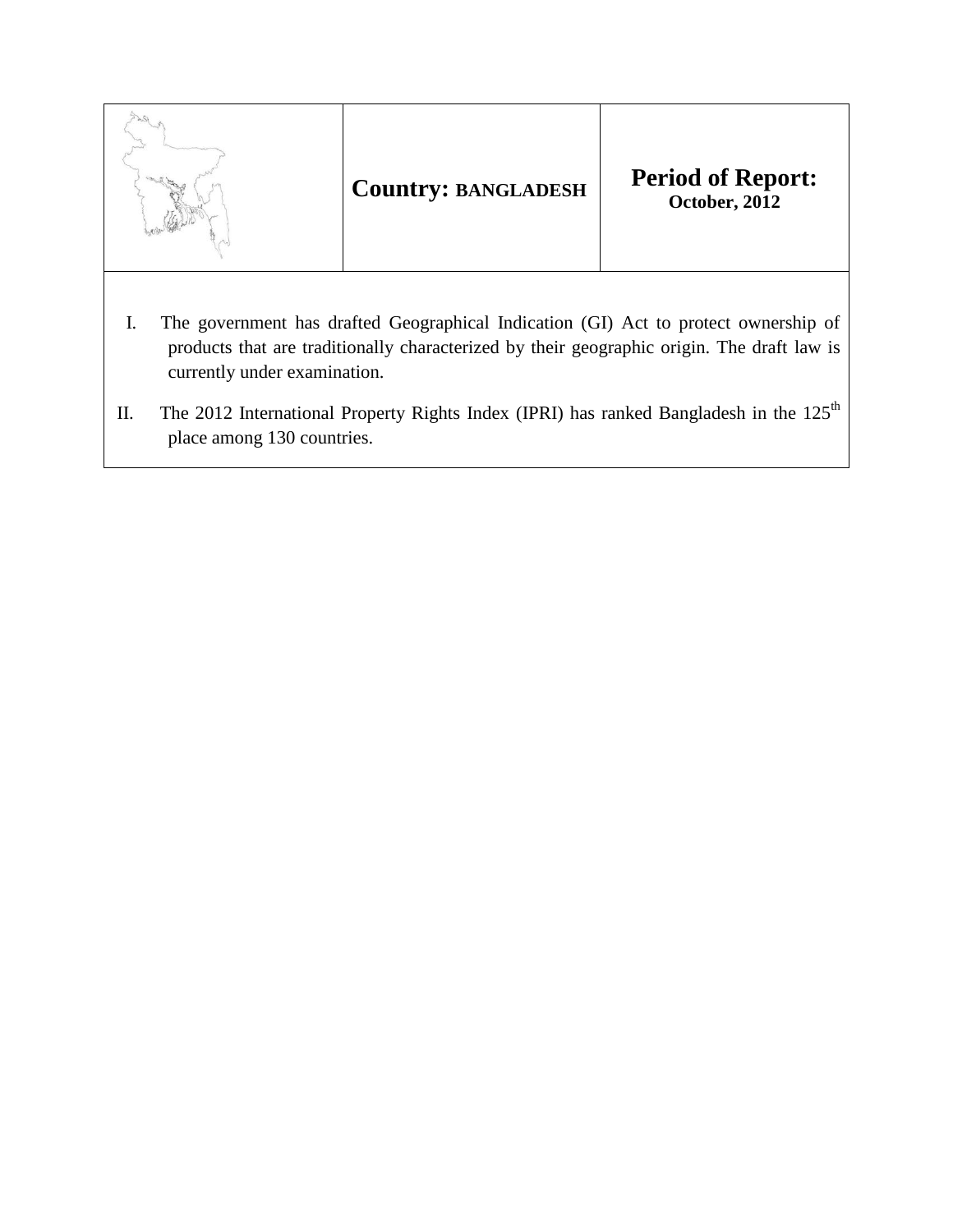| | | |
|---|---|---|
| | **Country: BANGLADESH** | **Period of Report:** **October, 2012** |

I. The government has drafted Geographical Indication (GI) Act to protect ownership of products that are traditionally characterized by their geographic origin. The draft law is currently under examination.

II. The 2012 International Property Rights Index (IPRI) has ranked Bangladesh in the 125th place among 130 countries.